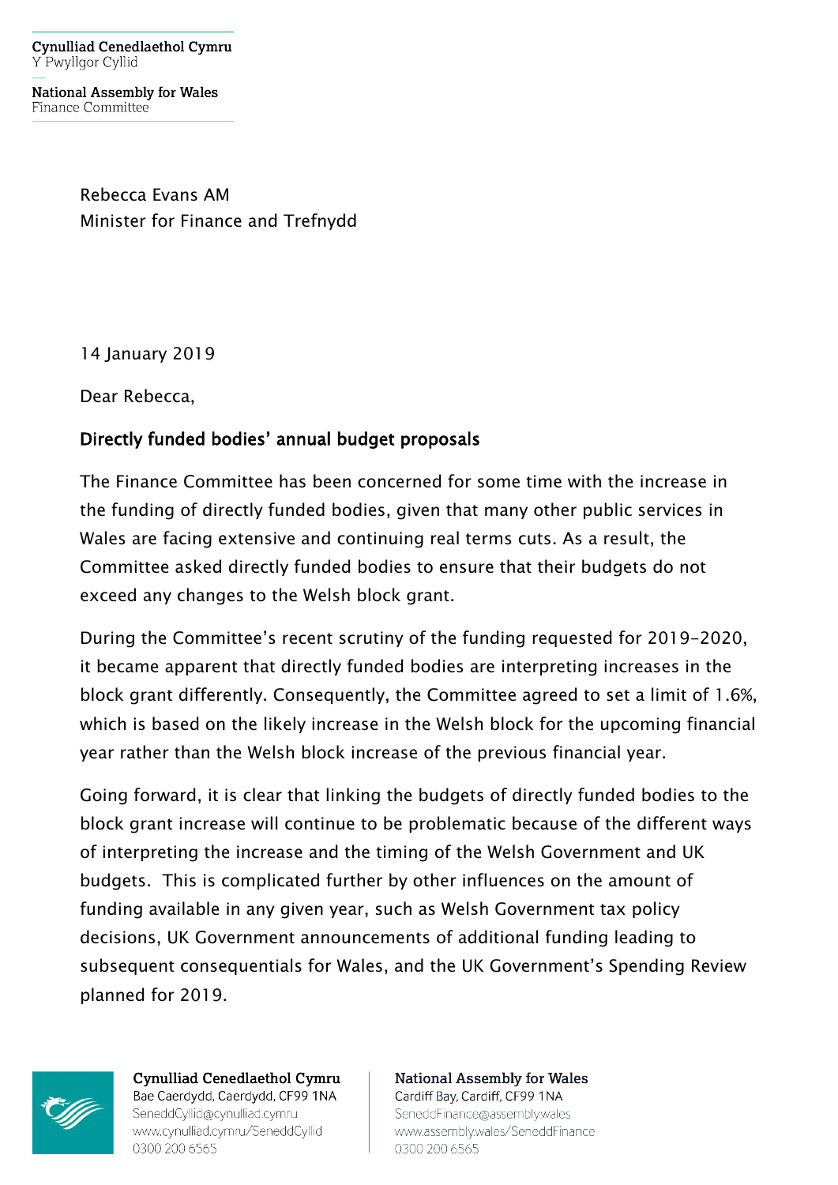Cynulliad Cenedlaethol Cymru
Y Pwyllgor Cyllid

National Assembly for Wales
Finance Committee

Rebecca Evans AM
Minister for Finance and Trefnydd

14 January 2019

Dear Rebecca,

**Directly funded bodies' annual budget proposals**

The Finance Committee has been concerned for some time with the increase in the funding of directly funded bodies, given that many other public services in Wales are facing extensive and continuing real terms cuts. As a result, the Committee asked directly funded bodies to ensure that their budgets do not exceed any changes to the Welsh block grant.

During the Committee's recent scrutiny of the funding requested for 2019-2020, it became apparent that directly funded bodies are interpreting increases in the block grant differently. Consequently, the Committee agreed to set a limit of 1.6%, which is based on the likely increase in the Welsh block for the upcoming financial year rather than the Welsh block increase of the previous financial year.

Going forward, it is clear that linking the budgets of directly funded bodies to the block grant increase will continue to be problematic because of the different ways of interpreting the increase and the timing of the Welsh Government and UK budgets. This is complicated further by other influences on the amount of funding available in any given year, such as Welsh Government tax policy decisions, UK Government announcements of additional funding leading to subsequent consequentials for Wales, and the UK Government's Spending Review planned for 2019.

Cynulliad Cenedlaethol Cymru
Bae Caerdydd, Caerdydd, CF99 1NA
SeneddCyllid@cynulliad.cymru
www.cynulliad.cymru/SeneddCyllid
0300 200 6565

National Assembly for Wales
Cardiff Bay, Cardiff, CF99 1NA
SeneddFinance@assembly.wales
www.assembly.wales/SeneddFinance
0300 200 6565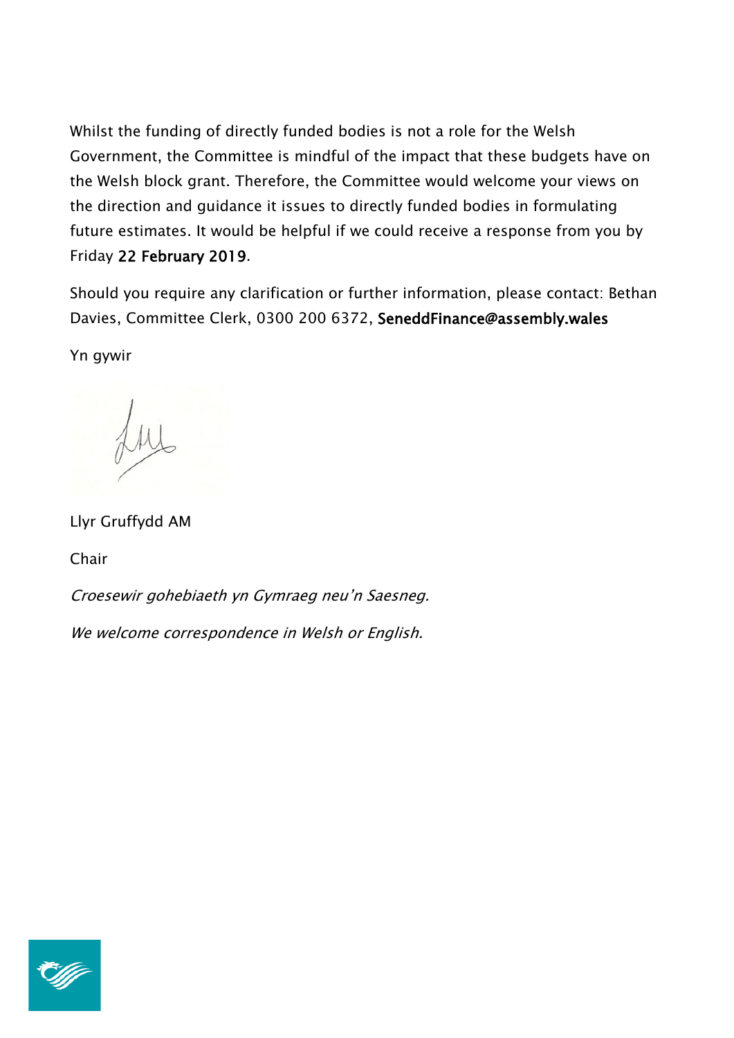Whilst the funding of directly funded bodies is not a role for the Welsh Government, the Committee is mindful of the impact that these budgets have on the Welsh block grant. Therefore, the Committee would welcome your views on the direction and guidance it issues to directly funded bodies in formulating future estimates. It would be helpful if we could receive a response from you by Friday 22 February 2019.

Should you require any clarification or further information, please contact: Bethan Davies, Committee Clerk, 0300 200 6372, SeneddFinance@assembly.wales

Yn gywir

Llyr Gruffydd AM

Chair

*Croesewir gohebiaeth yn Gymraeg neu'n Saesneg.*

*We welcome correspondence in Welsh or English.*